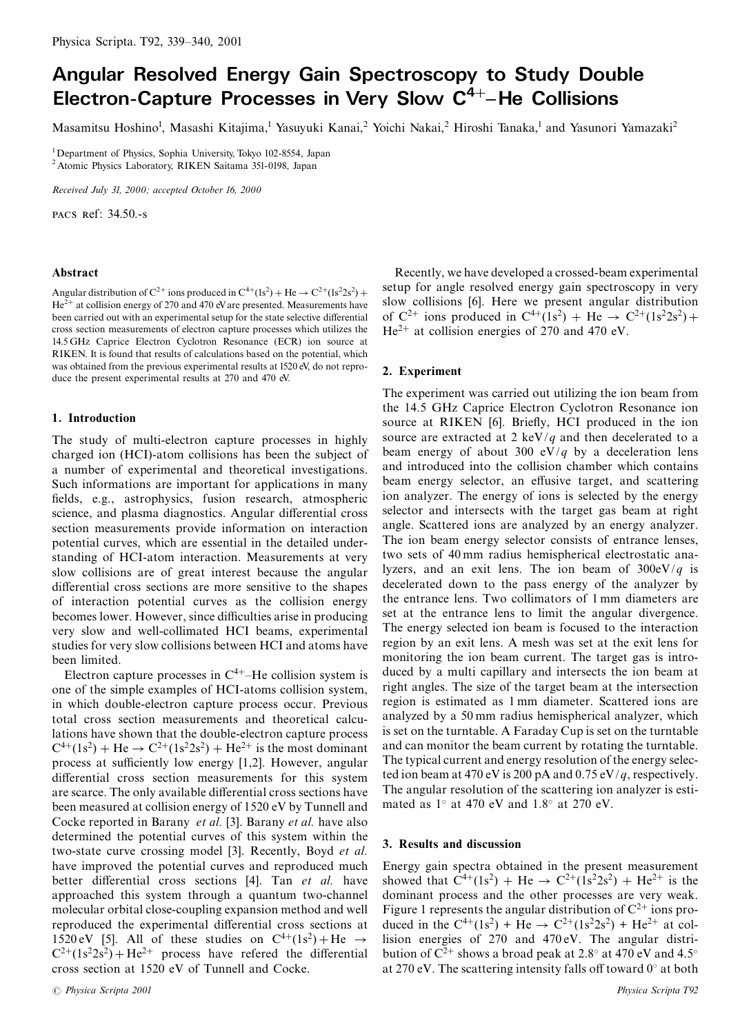# Angular Resolved Energy Gain Spectroscopy to Study Double Electron-Capture Processes in Very Slow $C^{4+}$–He Collisions

Masamitsu Hoshino[1], Masashi Kitajima,[1] Yasuyuki Kanai,[2] Yoichi Nakai,[2] Hiroshi Tanaka,[1] and Yasunori Yamazaki[2]

[1] Department of Physics, Sophia University, Tokyo 102-8554, Japan
[2] Atomic Physics Laboratory, RIKEN Saitama 351-0198, Japan

*Received July 31, 2000; accepted October 16, 2000*

PACS Ref: 34.50.-s

### Abstract

Angular distribution of $C^{2+}$ ions produced in $C^{4+}(1s^2) + He \rightarrow C^{2+}(1s^2 2s^2) + He^{2+}$ at collision energy of 270 and 470 eV are presented. Measurements have been carried out with an experimental setup for the state selective differential cross section measurements of electron capture processes which utilizes the 14.5 GHz Caprice Electron Cyclotron Resonance (ECR) ion source at RIKEN. It is found that results of calculations based on the potential, which was obtained from the previous experimental results at 1520 eV, do not reproduce the present experimental results at 270 and 470 eV.

## 1. Introduction

The study of multi-electron capture processes in highly charged ion (HCI)-atom collisions has been the subject of a number of experimental and theoretical investigations. Such informations are important for applications in many fields, e.g., astrophysics, fusion research, atmospheric science, and plasma diagnostics. Angular differential cross section measurements provide information on interaction potential curves, which are essential in the detailed understanding of HCI-atom interaction. Measurements at very slow collisions are of great interest because the angular differential cross sections are more sensitive to the shapes of interaction potential curves as the collision energy becomes lower. However, since difficulties arise in producing very slow and well-collimated HCI beams, experimental studies for very slow collisions between HCI and atoms have been limited.

Electron capture processes in $C^{4+}$–He collision system is one of the simple examples of HCI-atoms collision system, in which double-electron capture process occur. Previous total cross section measurements and theoretical calculations have shown that the double-electron capture process $C^{4+}(1s^2) + He \rightarrow C^{2+}(1s^2 2s^2) + He^{2+}$ is the most dominant process at sufficiently low energy [1,2]. However, angular differential cross section measurements for this system are scarce. The only available differential cross sections have been measured at collision energy of 1520 eV by Tunnell and Cocke reported in Barany *et al.* [3]. Barany *et al.* have also determined the potential curves of this system within the two-state curve crossing model [3]. Recently, Boyd *et al.* have improved the potential curves and reproduced much better differential cross sections [4]. Tan *et al.* have approached this system through a quantum two-channel molecular orbital close-coupling expansion method and well reproduced the experimental differential cross sections at 1520 eV [5]. All of these studies on $C^{4+}(1s^2) + He \rightarrow C^{2+}(1s^2 2s^2) + He^{2+}$ process have refered the differential cross section at 1520 eV of Tunnell and Cocke.

Recently, we have developed a crossed-beam experimental setup for angle resolved energy gain spectroscopy in very slow collisions [6]. Here we present angular distribution of $C^{2+}$ ions produced in $C^{4+}(1s^2) + He \rightarrow C^{2+}(1s^2 2s^2) + He^{2+}$ at collision energies of 270 and 470 eV.

## 2. Experiment

The experiment was carried out utilizing the ion beam from the 14.5 GHz Caprice Electron Cyclotron Resonance ion source at RIKEN [6]. Briefly, HCI produced in the ion source are extracted at 2 keV/$q$ and then decelerated to a beam energy of about 300 eV/$q$ by a deceleration lens and introduced into the collision chamber which contains beam energy selector, an effusive target, and scattering ion analyzer. The energy of ions is selected by the energy selector and intersects with the target gas beam at right angle. Scattered ions are analyzed by an energy analyzer. The ion beam energy selector consists of entrance lenses, two sets of 40 mm radius hemispherical electrostatic analyzers, and an exit lens. The ion beam of 300eV/$q$ is decelerated down to the pass energy of the analyzer by the entrance lens. Two collimators of 1 mm diameters are set at the entrance lens to limit the angular divergence. The energy selected ion beam is focused to the interaction region by an exit lens. A mesh was set at the exit lens for monitoring the ion beam current. The target gas is introduced by a multi capillary and intersects the ion beam at right angles. The size of the target beam at the intersection region is estimated as 1 mm diameter. Scattered ions are analyzed by a 50 mm radius hemispherical analyzer, which is set on the turntable. A Faraday Cup is set on the turntable and can monitor the beam current by rotating the turntable. The typical current and energy resolution of the energy selected ion beam at 470 eV is 200 pA and 0.75 eV/$q$, respectively. The angular resolution of the scattering ion analyzer is estimated as 1° at 470 eV and 1.8° at 270 eV.

## 3. Results and discussion

Energy gain spectra obtained in the present measurement showed that $C^{4+}(1s^2) + He \rightarrow C^{2+}(1s^2 2s^2) + He^{2+}$ is the dominant process and the other processes are very weak. Figure 1 represents the angular distribution of $C^{2+}$ ions produced in the $C^{4+}(1s^2) + He \rightarrow C^{2+}(1s^2 2s^2) + He^{2+}$ at collision energies of 270 and 470 eV. The angular distribution of $C^{2+}$ shows a broad peak at 2.8° at 470 eV and 4.5° at 270 eV. The scattering intensity falls off toward 0° at both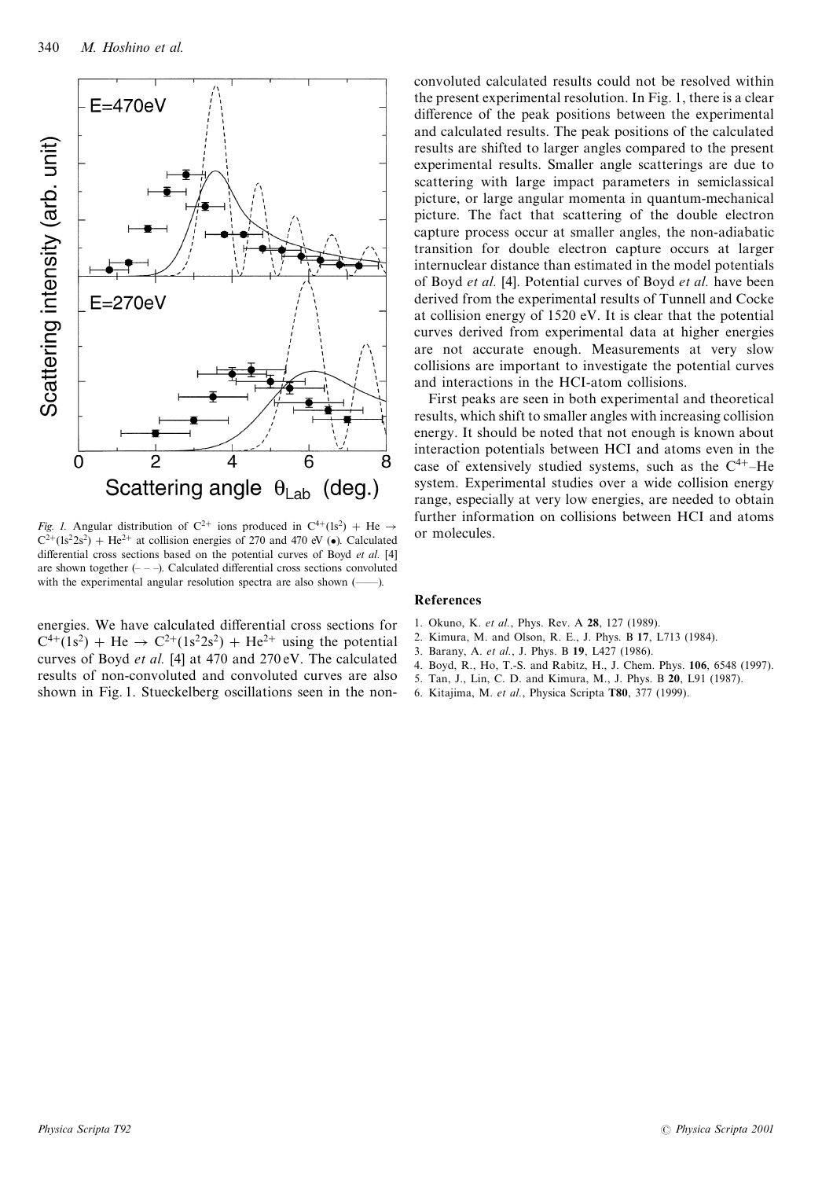E=470eV

E=270eV

Scattering intensity (arb. unit)

Scattering angle $\theta_{Lab}$ (deg.)

0 2 4 6 8

*Fig. 1.* Angular distribution of $C^{2+}$ ions produced in $C^{4+}(1s^2)$ + He → $C^{2+}(1s^22s^2)$ + $He^{2+}$ at collision energies of 270 and 470 eV (•). Calculated differential cross sections based on the potential curves of Boyd *et al.* [4] are shown together (– – –). Calculated differential cross sections convoluted with the experimental angular resolution spectra are also shown (——).

energies. We have calculated differential cross sections for $C^{4+}(1s^2)$ + He → $C^{2+}(1s^22s^2)$ + $He^{2+}$ using the potential curves of Boyd *et al.* [4] at 470 and 270 eV. The calculated results of non-convoluted and convoluted curves are also shown in Fig. 1. Stueckelberg oscillations seen in the non-convoluted calculated results could not be resolved within the present experimental resolution. In Fig. 1, there is a clear difference of the peak positions between the experimental and calculated results. The peak positions of the calculated results are shifted to larger angles compared to the present experimental results. Smaller angle scatterings are due to scattering with large impact parameters in semiclassical picture, or large angular momenta in quantum-mechanical picture. The fact that scattering of the double electron capture process occur at smaller angles, the non-adiabatic transition for double electron capture occurs at larger internuclear distance than estimated in the model potentials of Boyd *et al.* [4]. Potential curves of Boyd *et al.* have been derived from the experimental results of Tunnell and Cocke at collision energy of 1520 eV. It is clear that the potential curves derived from experimental data at higher energies are not accurate enough. Measurements at very slow collisions are important to investigate the potential curves and interactions in the HCI-atom collisions.

First peaks are seen in both experimental and theoretical results, which shift to smaller angles with increasing collision energy. It should be noted that not enough is known about interaction potentials between HCI and atoms even in the case of extensively studied systems, such as the $C^{4+}$–He system. Experimental studies over a wide collision energy range, especially at very low energies, are needed to obtain further information on collisions between HCI and atoms or molecules.

## References

1. Okuno, K. *et al.*, Phys. Rev. A **28**, 127 (1989).
2. Kimura, M. and Olson, R. E., J. Phys. B **17**, L713 (1984).
3. Barany, A. *et al.*, J. Phys. B **19**, L427 (1986).
4. Boyd, R., Ho, T.-S. and Rabitz, H., J. Chem. Phys. **106**, 6548 (1997).
5. Tan, J., Lin, C. D. and Kimura, M., J. Phys. B **20**, L91 (1987).
6. Kitajima, M. *et al.*, Physica Scripta **T80**, 377 (1999).